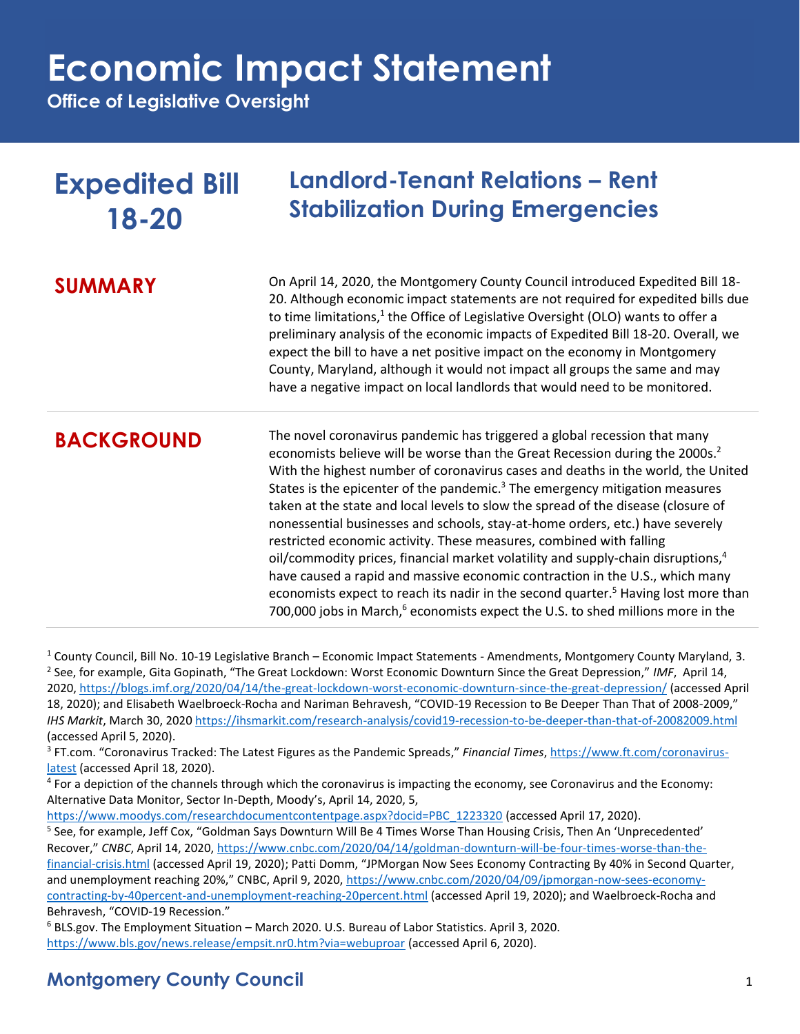# Economic Impact Statement

**Office of Legislative Oversight**

## Expedited Bill 18-20

## Landlord-Tenant Relations – Rent Stabilization During Emergencies

### SUMMARY

On April 14, 2020, the Montgomery County Council introduced Expedited Bill 18-20. Although economic impact statements are not required for expedited bills due to time limitations,[1] the Office of Legislative Oversight (OLO) wants to offer a preliminary analysis of the economic impacts of Expedited Bill 18-20. Overall, we expect the bill to have a net positive impact on the economy in Montgomery County, Maryland, although it would not impact all groups the same and may have a negative impact on local landlords that would need to be monitored.

### BACKGROUND

The novel coronavirus pandemic has triggered a global recession that many economists believe will be worse than the Great Recession during the 2000s.[2] With the highest number of coronavirus cases and deaths in the world, the United States is the epicenter of the pandemic.[3] The emergency mitigation measures taken at the state and local levels to slow the spread of the disease (closure of nonessential businesses and schools, stay-at-home orders, etc.) have severely restricted economic activity. These measures, combined with falling oil/commodity prices, financial market volatility and supply-chain disruptions,[4] have caused a rapid and massive economic contraction in the U.S., which many economists expect to reach its nadir in the second quarter.[5] Having lost more than 700,000 jobs in March,[6] economists expect the U.S. to shed millions more in the

---

[1] County Council, Bill No. 10-19 Legislative Branch – Economic Impact Statements - Amendments, Montgomery County Maryland, 3.

[2] See, for example, Gita Gopinath, "The Great Lockdown: Worst Economic Downturn Since the Great Depression," *IMF*, April 14, 2020, https://blogs.imf.org/2020/04/14/the-great-lockdown-worst-economic-downturn-since-the-great-depression/ (accessed April 18, 2020); and Elisabeth Waelbroeck-Rocha and Nariman Behravesh, "COVID-19 Recession to Be Deeper Than That of 2008-2009," *IHS Markit*, March 30, 2020 https://ihsmarkit.com/research-analysis/covid19-recession-to-be-deeper-than-that-of-20082009.html (accessed April 5, 2020).

[3] FT.com. "Coronavirus Tracked: The Latest Figures as the Pandemic Spreads," *Financial Times*, https://www.ft.com/coronavirus-latest (accessed April 18, 2020).

[4] For a depiction of the channels through which the coronavirus is impacting the economy, see Coronavirus and the Economy: Alternative Data Monitor, Sector In-Depth, Moody's, April 14, 2020, 5, https://www.moodys.com/researchdocumentcontentpage.aspx?docid=PBC_1223320 (accessed April 17, 2020).

[5] See, for example, Jeff Cox, "Goldman Says Downturn Will Be 4 Times Worse Than Housing Crisis, Then An 'Unprecedented' Recover," *CNBC*, April 14, 2020, https://www.cnbc.com/2020/04/14/goldman-downturn-will-be-four-times-worse-than-the-financial-crisis.html (accessed April 19, 2020); Patti Domm, "JPMorgan Now Sees Economy Contracting By 40% in Second Quarter, and unemployment reaching 20%," CNBC, April 9, 2020, https://www.cnbc.com/2020/04/09/jpmorgan-now-sees-economy-contracting-by-40percent-and-unemployment-reaching-20percent.html (accessed April 19, 2020); and Waelbroeck-Rocha and Behravesh, "COVID-19 Recession."

[6] BLS.gov. The Employment Situation – March 2020. U.S. Bureau of Labor Statistics. April 3, 2020. https://www.bls.gov/news.release/empsit.nr0.htm?via=webuproar (accessed April 6, 2020).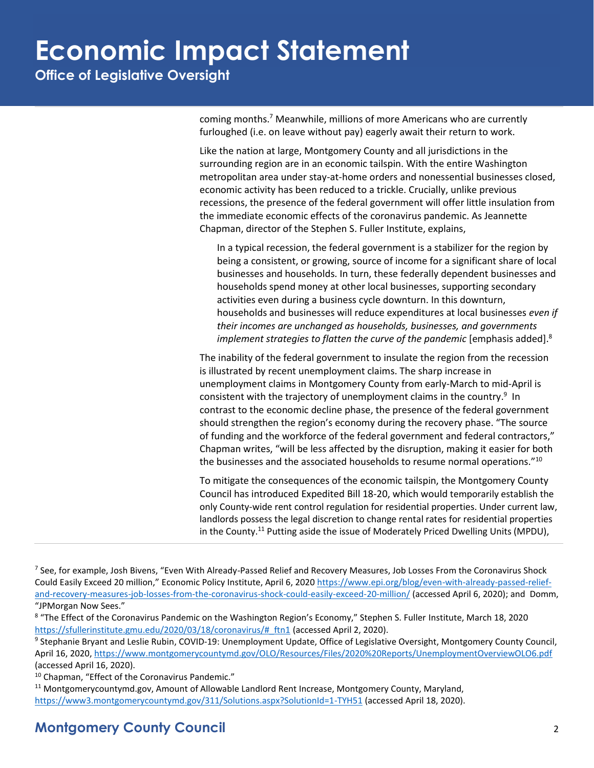coming months.[7] Meanwhile, millions of more Americans who are currently furloughed (i.e. on leave without pay) eagerly await their return to work.

Like the nation at large, Montgomery County and all jurisdictions in the surrounding region are in an economic tailspin. With the entire Washington metropolitan area under stay-at-home orders and nonessential businesses closed, economic activity has been reduced to a trickle. Crucially, unlike previous recessions, the presence of the federal government will offer little insulation from the immediate economic effects of the coronavirus pandemic. As Jeannette Chapman, director of the Stephen S. Fuller Institute, explains,

> In a typical recession, the federal government is a stabilizer for the region by being a consistent, or growing, source of income for a significant share of local businesses and households. In turn, these federally dependent businesses and households spend money at other local businesses, supporting secondary activities even during a business cycle downturn. In this downturn, households and businesses will reduce expenditures at local businesses *even if their incomes are unchanged as households, businesses, and governments implement strategies to flatten the curve of the pandemic* [emphasis added].[8]

The inability of the federal government to insulate the region from the recession is illustrated by recent unemployment claims. The sharp increase in unemployment claims in Montgomery County from early-March to mid-April is consistent with the trajectory of unemployment claims in the country.[9] In contrast to the economic decline phase, the presence of the federal government should strengthen the region's economy during the recovery phase. "The source of funding and the workforce of the federal government and federal contractors," Chapman writes, "will be less affected by the disruption, making it easier for both the businesses and the associated households to resume normal operations."[10]

To mitigate the consequences of the economic tailspin, the Montgomery County Council has introduced Expedited Bill 18-20, which would temporarily establish the only County-wide rent control regulation for residential properties. Under current law, landlords possess the legal discretion to change rental rates for residential properties in the County.[11] Putting aside the issue of Moderately Priced Dwelling Units (MPDU),

---

[7] See, for example, Josh Bivens, "Even With Already-Passed Relief and Recovery Measures, Job Losses From the Coronavirus Shock Could Easily Exceed 20 million," Economic Policy Institute, April 6, 2020 https://www.epi.org/blog/even-with-already-passed-relief-and-recovery-measures-job-losses-from-the-coronavirus-shock-could-easily-exceed-20-million/ (accessed April 6, 2020); and Domm, "JPMorgan Now Sees."

[8] "The Effect of the Coronavirus Pandemic on the Washington Region's Economy," Stephen S. Fuller Institute, March 18, 2020 https://sfullerinstitute.gmu.edu/2020/03/18/coronavirus/#_ftn1 (accessed April 2, 2020).

[9] Stephanie Bryant and Leslie Rubin, COVID-19: Unemployment Update, Office of Legislative Oversight, Montgomery County Council, April 16, 2020, https://www.montgomerycountymd.gov/OLO/Resources/Files/2020%20Reports/UnemploymentOverviewOLO6.pdf (accessed April 16, 2020).

[10] Chapman, "Effect of the Coronavirus Pandemic."

[11] Montgomerycountymd.gov, Amount of Allowable Landlord Rent Increase, Montgomery County, Maryland, https://www3.montgomerycountymd.gov/311/Solutions.aspx?SolutionId=1-TYH51 (accessed April 18, 2020).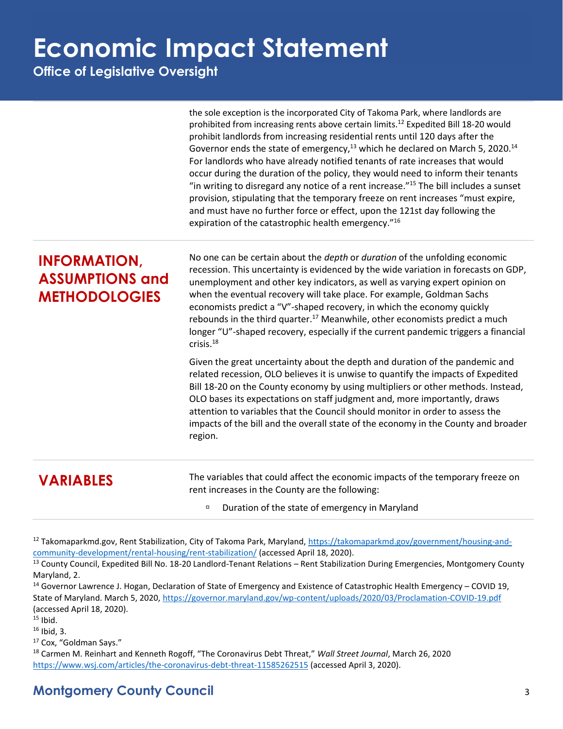the sole exception is the incorporated City of Takoma Park, where landlords are prohibited from increasing rents above certain limits.[12] Expedited Bill 18-20 would prohibit landlords from increasing residential rents until 120 days after the Governor ends the state of emergency,[13] which he declared on March 5, 2020.[14] For landlords who have already notified tenants of rate increases that would occur during the duration of the policy, they would need to inform their tenants "in writing to disregard any notice of a rent increase."[15] The bill includes a sunset provision, stipulating that the temporary freeze on rent increases "must expire, and must have no further force or effect, upon the 121st day following the expiration of the catastrophic health emergency."[16]

## INFORMATION, ASSUMPTIONS and METHODOLOGIES

No one can be certain about the *depth* or *duration* of the unfolding economic recession. This uncertainty is evidenced by the wide variation in forecasts on GDP, unemployment and other key indicators, as well as varying expert opinion on when the eventual recovery will take place. For example, Goldman Sachs economists predict a "V"-shaped recovery, in which the economy quickly rebounds in the third quarter.[17] Meanwhile, other economists predict a much longer "U"-shaped recovery, especially if the current pandemic triggers a financial crisis.[18]

Given the great uncertainty about the depth and duration of the pandemic and related recession, OLO believes it is unwise to quantify the impacts of Expedited Bill 18-20 on the County economy by using multipliers or other methods. Instead, OLO bases its expectations on staff judgment and, more importantly, draws attention to variables that the Council should monitor in order to assess the impacts of the bill and the overall state of the economy in the County and broader region.

## VARIABLES

The variables that could affect the economic impacts of the temporary freeze on rent increases in the County are the following:

- Duration of the state of emergency in Maryland

---

[12] Takomaparkmd.gov, Rent Stabilization, City of Takoma Park, Maryland, https://takomaparkmd.gov/government/housing-and-community-development/rental-housing/rent-stabilization/ (accessed April 18, 2020).

[13] County Council, Expedited Bill No. 18-20 Landlord-Tenant Relations – Rent Stabilization During Emergencies, Montgomery County Maryland, 2.

[14] Governor Lawrence J. Hogan, Declaration of State of Emergency and Existence of Catastrophic Health Emergency – COVID 19, State of Maryland. March 5, 2020, https://governor.maryland.gov/wp-content/uploads/2020/03/Proclamation-COVID-19.pdf (accessed April 18, 2020).

[15] Ibid.

[16] Ibid, 3.

[17] Cox, "Goldman Says."

[18] Carmen M. Reinhart and Kenneth Rogoff, "The Coronavirus Debt Threat," *Wall Street Journal*, March 26, 2020 https://www.wsj.com/articles/the-coronavirus-debt-threat-11585262515 (accessed April 3, 2020).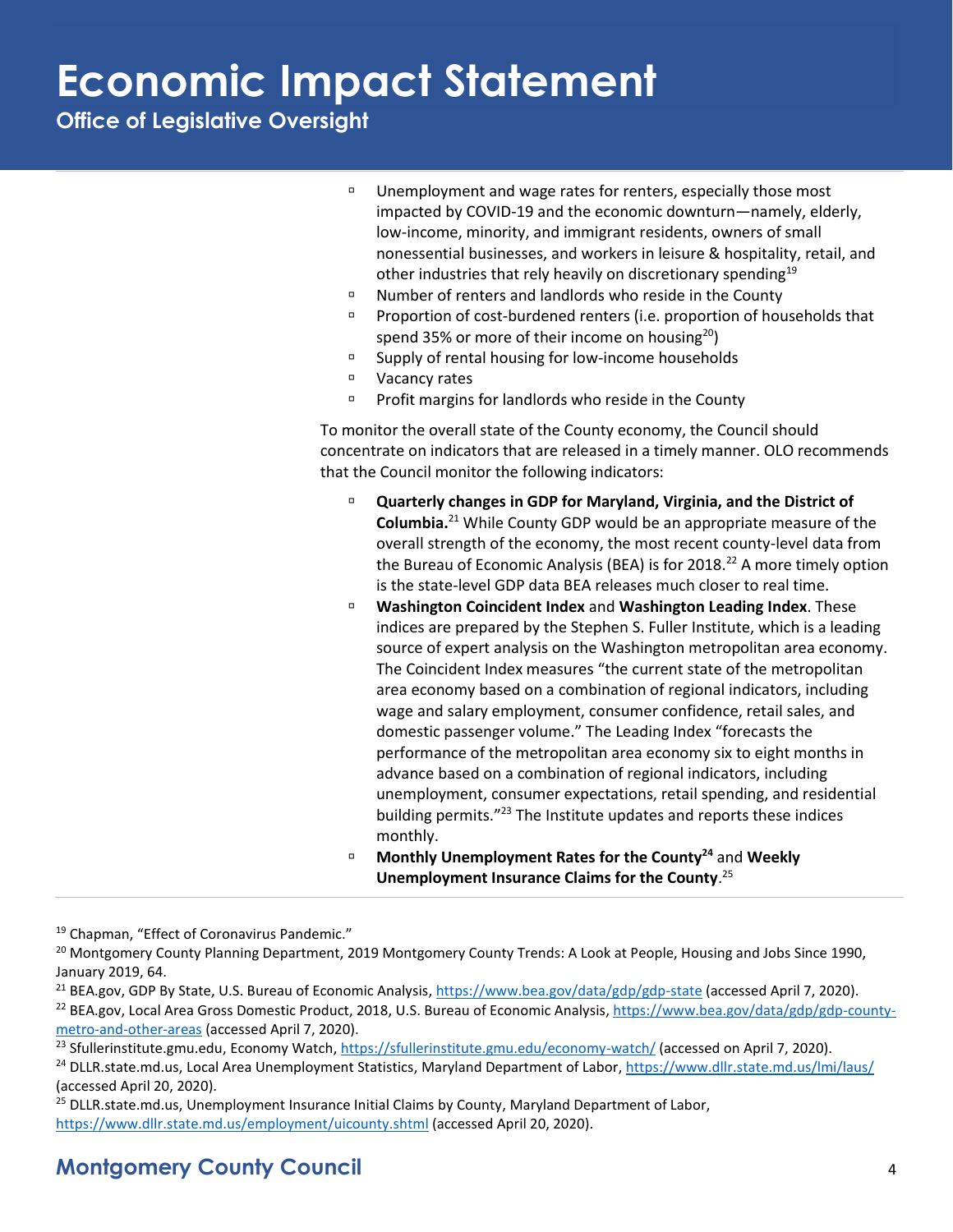- Unemployment and wage rates for renters, especially those most impacted by COVID-19 and the economic downturn—namely, elderly, low-income, minority, and immigrant residents, owners of small nonessential businesses, and workers in leisure & hospitality, retail, and other industries that rely heavily on discretionary spending[19]
- Number of renters and landlords who reside in the County
- Proportion of cost-burdened renters (i.e. proportion of households that spend 35% or more of their income on housing[20])
- Supply of rental housing for low-income households
- Vacancy rates
- Profit margins for landlords who reside in the County

To monitor the overall state of the County economy, the Council should concentrate on indicators that are released in a timely manner. OLO recommends that the Council monitor the following indicators:

- **Quarterly changes in GDP for Maryland, Virginia, and the District of Columbia.**[21] While County GDP would be an appropriate measure of the overall strength of the economy, the most recent county-level data from the Bureau of Economic Analysis (BEA) is for 2018.[22] A more timely option is the state-level GDP data BEA releases much closer to real time.
- **Washington Coincident Index** and **Washington Leading Index**. These indices are prepared by the Stephen S. Fuller Institute, which is a leading source of expert analysis on the Washington metropolitan area economy. The Coincident Index measures "the current state of the metropolitan area economy based on a combination of regional indicators, including wage and salary employment, consumer confidence, retail sales, and domestic passenger volume." The Leading Index "forecasts the performance of the metropolitan area economy six to eight months in advance based on a combination of regional indicators, including unemployment, consumer expectations, retail spending, and residential building permits."[23] The Institute updates and reports these indices monthly.
- **Monthly Unemployment Rates for the County[24]** and **Weekly Unemployment Insurance Claims for the County**.[25]

---

[19] Chapman, "Effect of Coronavirus Pandemic."

[20] Montgomery County Planning Department, 2019 Montgomery County Trends: A Look at People, Housing and Jobs Since 1990, January 2019, 64.

[21] BEA.gov, GDP By State, U.S. Bureau of Economic Analysis, https://www.bea.gov/data/gdp/gdp-state (accessed April 7, 2020).

[22] BEA.gov, Local Area Gross Domestic Product, 2018, U.S. Bureau of Economic Analysis, https://www.bea.gov/data/gdp/gdp-county-metro-and-other-areas (accessed April 7, 2020).

[23] Sfullerinstitute.gmu.edu, Economy Watch, https://sfullerinstitute.gmu.edu/economy-watch/ (accessed on April 7, 2020).

[24] DLLR.state.md.us, Local Area Unemployment Statistics, Maryland Department of Labor, https://www.dllr.state.md.us/lmi/laus/ (accessed April 20, 2020).

[25] DLLR.state.md.us, Unemployment Insurance Initial Claims by County, Maryland Department of Labor, https://www.dllr.state.md.us/employment/uicounty.shtml (accessed April 20, 2020).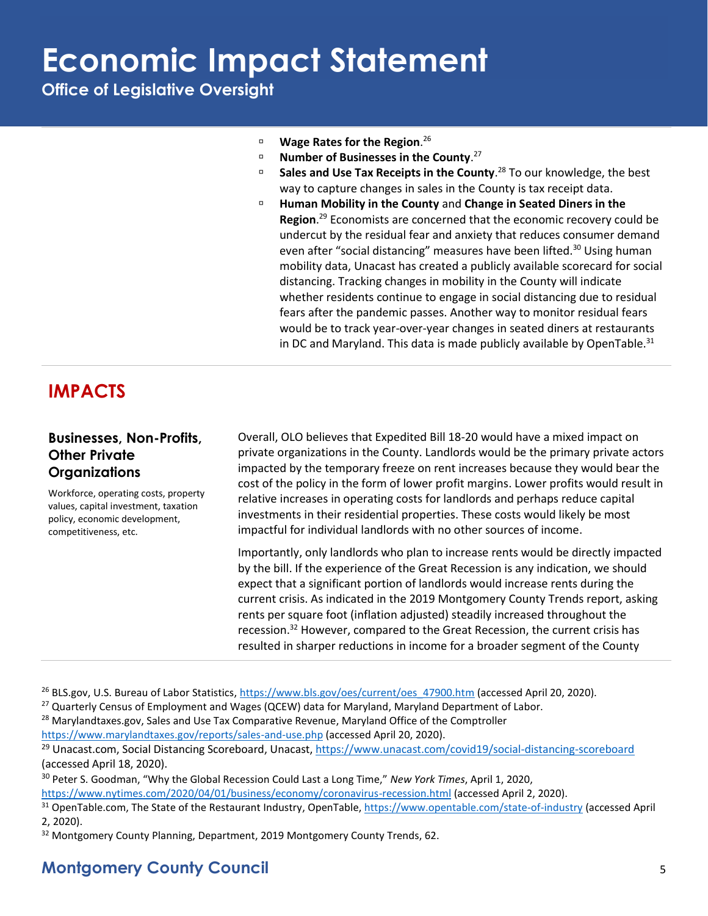- **Wage Rates for the Region**.[26]
- **Number of Businesses in the County**.[27]
- **Sales and Use Tax Receipts in the County**.[28] To our knowledge, the best way to capture changes in sales in the County is tax receipt data.
- **Human Mobility in the County** and **Change in Seated Diners in the Region**.[29] Economists are concerned that the economic recovery could be undercut by the residual fear and anxiety that reduces consumer demand even after "social distancing" measures have been lifted.[30] Using human mobility data, Unacast has created a publicly available scorecard for social distancing. Tracking changes in mobility in the County will indicate whether residents continue to engage in social distancing due to residual fears after the pandemic passes. Another way to monitor residual fears would be to track year-over-year changes in seated diners at restaurants in DC and Maryland. This data is made publicly available by OpenTable.[31]

## IMPACTS

### Businesses, Non-Profits, Other Private Organizations

Workforce, operating costs, property values, capital investment, taxation policy, economic development, competitiveness, etc.

Overall, OLO believes that Expedited Bill 18-20 would have a mixed impact on private organizations in the County. Landlords would be the primary private actors impacted by the temporary freeze on rent increases because they would bear the cost of the policy in the form of lower profit margins. Lower profits would result in relative increases in operating costs for landlords and perhaps reduce capital investments in their residential properties. These costs would likely be most impactful for individual landlords with no other sources of income.

Importantly, only landlords who plan to increase rents would be directly impacted by the bill. If the experience of the Great Recession is any indication, we should expect that a significant portion of landlords would increase rents during the current crisis. As indicated in the 2019 Montgomery County Trends report, asking rents per square foot (inflation adjusted) steadily increased throughout the recession.[32] However, compared to the Great Recession, the current crisis has resulted in sharper reductions in income for a broader segment of the County

---

[26] BLS.gov, U.S. Bureau of Labor Statistics, https://www.bls.gov/oes/current/oes_47900.htm (accessed April 20, 2020).

[27] Quarterly Census of Employment and Wages (QCEW) data for Maryland, Maryland Department of Labor.

[28] Marylandtaxes.gov, Sales and Use Tax Comparative Revenue, Maryland Office of the Comptroller https://www.marylandtaxes.gov/reports/sales-and-use.php (accessed April 20, 2020).

[29] Unacast.com, Social Distancing Scoreboard, Unacast, https://www.unacast.com/covid19/social-distancing-scoreboard (accessed April 18, 2020).

[30] Peter S. Goodman, "Why the Global Recession Could Last a Long Time," *New York Times*, April 1, 2020, https://www.nytimes.com/2020/04/01/business/economy/coronavirus-recession.html (accessed April 2, 2020).

[31] OpenTable.com, The State of the Restaurant Industry, OpenTable, https://www.opentable.com/state-of-industry (accessed April 2, 2020).

[32] Montgomery County Planning, Department, 2019 Montgomery County Trends, 62.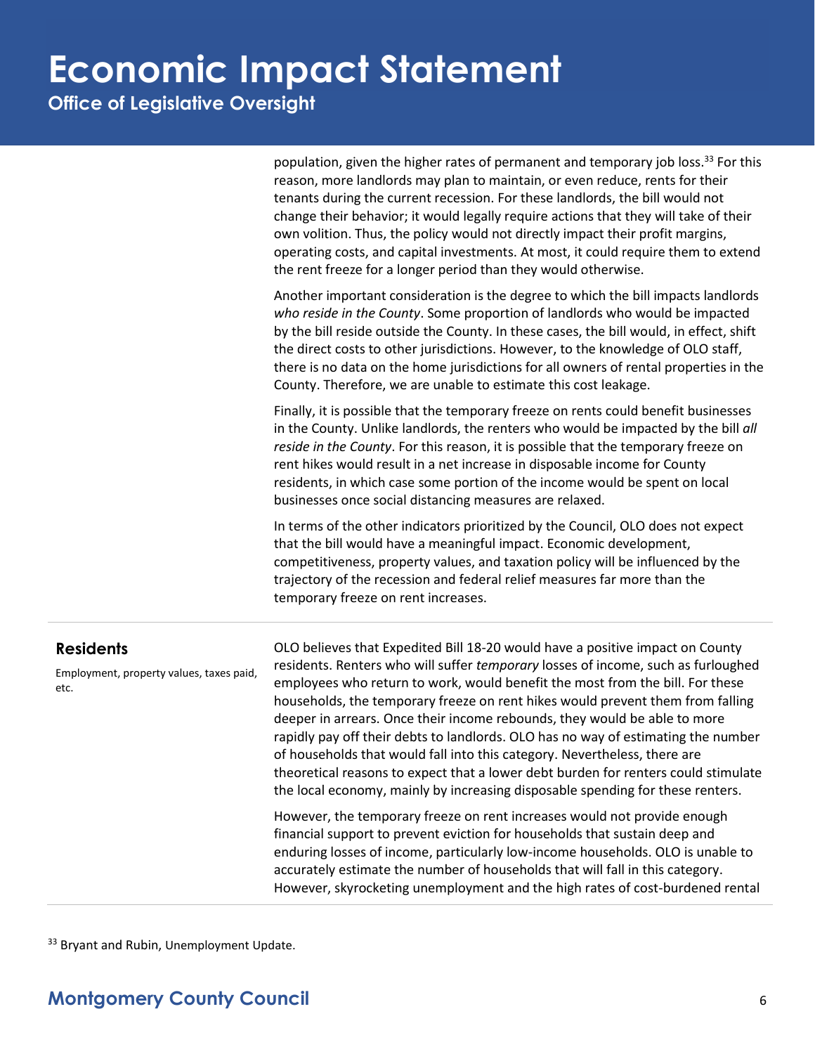population, given the higher rates of permanent and temporary job loss.[33] For this reason, more landlords may plan to maintain, or even reduce, rents for their tenants during the current recession. For these landlords, the bill would not change their behavior; it would legally require actions that they will take of their own volition. Thus, the policy would not directly impact their profit margins, operating costs, and capital investments. At most, it could require them to extend the rent freeze for a longer period than they would otherwise.

Another important consideration is the degree to which the bill impacts landlords *who reside in the County*. Some proportion of landlords who would be impacted by the bill reside outside the County. In these cases, the bill would, in effect, shift the direct costs to other jurisdictions. However, to the knowledge of OLO staff, there is no data on the home jurisdictions for all owners of rental properties in the County. Therefore, we are unable to estimate this cost leakage.

Finally, it is possible that the temporary freeze on rents could benefit businesses in the County. Unlike landlords, the renters who would be impacted by the bill *all reside in the County*. For this reason, it is possible that the temporary freeze on rent hikes would result in a net increase in disposable income for County residents, in which case some portion of the income would be spent on local businesses once social distancing measures are relaxed.

In terms of the other indicators prioritized by the Council, OLO does not expect that the bill would have a meaningful impact. Economic development, competitiveness, property values, and taxation policy will be influenced by the trajectory of the recession and federal relief measures far more than the temporary freeze on rent increases.

## Residents

Employment, property values, taxes paid, etc.

OLO believes that Expedited Bill 18-20 would have a positive impact on County residents. Renters who will suffer *temporary* losses of income, such as furloughed employees who return to work, would benefit the most from the bill. For these households, the temporary freeze on rent hikes would prevent them from falling deeper in arrears. Once their income rebounds, they would be able to more rapidly pay off their debts to landlords. OLO has no way of estimating the number of households that would fall into this category. Nevertheless, there are theoretical reasons to expect that a lower debt burden for renters could stimulate the local economy, mainly by increasing disposable spending for these renters.

However, the temporary freeze on rent increases would not provide enough financial support to prevent eviction for households that sustain deep and enduring losses of income, particularly low-income households. OLO is unable to accurately estimate the number of households that will fall in this category. However, skyrocketing unemployment and the high rates of cost-burdened rental

[33] Bryant and Rubin, Unemployment Update.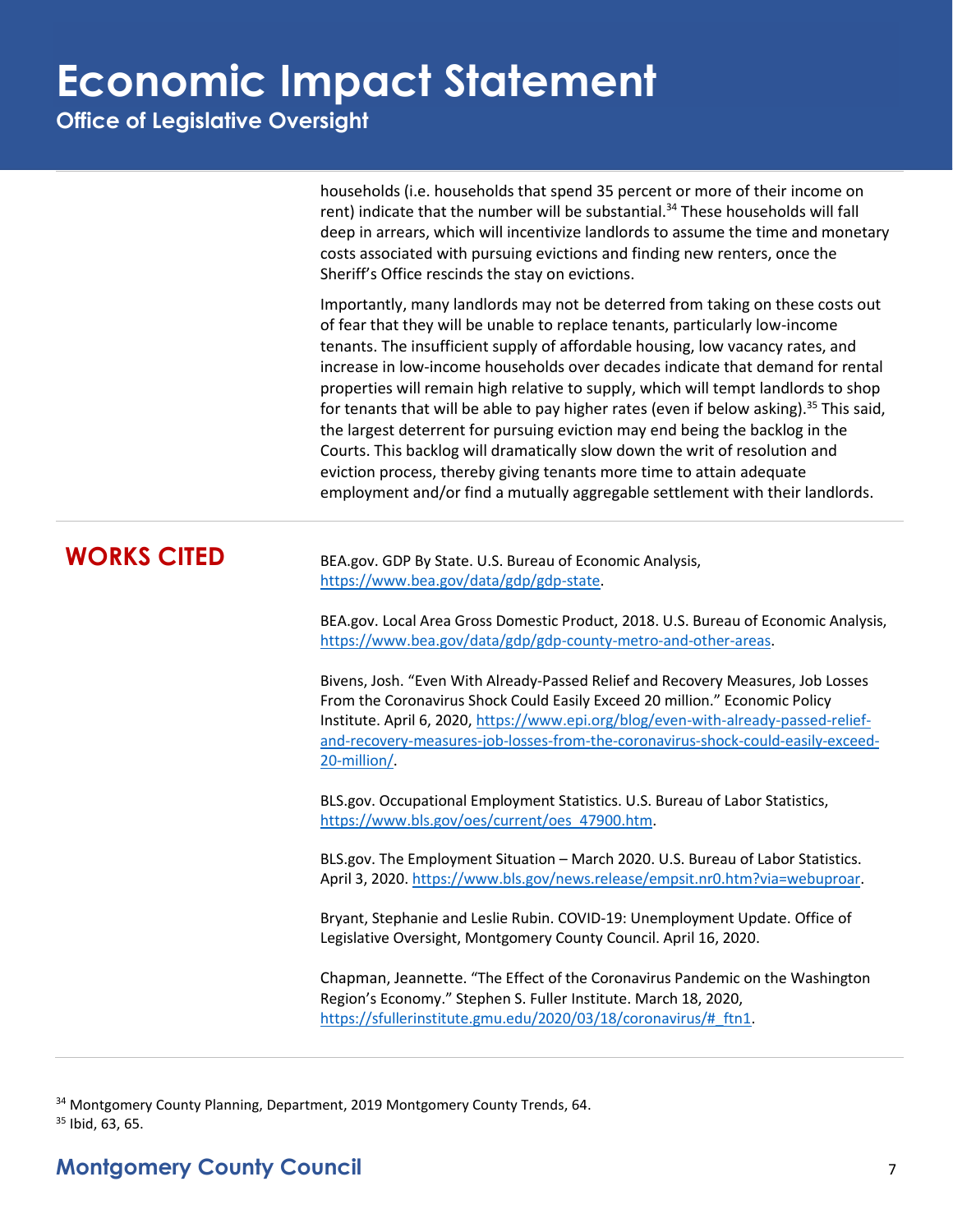households (i.e. households that spend 35 percent or more of their income on rent) indicate that the number will be substantial.[34] These households will fall deep in arrears, which will incentivize landlords to assume the time and monetary costs associated with pursuing evictions and finding new renters, once the Sheriff's Office rescinds the stay on evictions.

Importantly, many landlords may not be deterred from taking on these costs out of fear that they will be unable to replace tenants, particularly low-income tenants. The insufficient supply of affordable housing, low vacancy rates, and increase in low-income households over decades indicate that demand for rental properties will remain high relative to supply, which will tempt landlords to shop for tenants that will be able to pay higher rates (even if below asking).[35] This said, the largest deterrent for pursuing eviction may end being the backlog in the Courts. This backlog will dramatically slow down the writ of resolution and eviction process, thereby giving tenants more time to attain adequate employment and/or find a mutually aggregable settlement with their landlords.

## WORKS CITED

BEA.gov. GDP By State. U.S. Bureau of Economic Analysis, https://www.bea.gov/data/gdp/gdp-state.

BEA.gov. Local Area Gross Domestic Product, 2018. U.S. Bureau of Economic Analysis, https://www.bea.gov/data/gdp/gdp-county-metro-and-other-areas.

Bivens, Josh. "Even With Already-Passed Relief and Recovery Measures, Job Losses From the Coronavirus Shock Could Easily Exceed 20 million." Economic Policy Institute. April 6, 2020, https://www.epi.org/blog/even-with-already-passed-relief-and-recovery-measures-job-losses-from-the-coronavirus-shock-could-easily-exceed-20-million/.

BLS.gov. Occupational Employment Statistics. U.S. Bureau of Labor Statistics, https://www.bls.gov/oes/current/oes_47900.htm.

BLS.gov. The Employment Situation – March 2020. U.S. Bureau of Labor Statistics. April 3, 2020. https://www.bls.gov/news.release/empsit.nr0.htm?via=webuproar.

Bryant, Stephanie and Leslie Rubin. COVID-19: Unemployment Update. Office of Legislative Oversight, Montgomery County Council. April 16, 2020.

Chapman, Jeannette. "The Effect of the Coronavirus Pandemic on the Washington Region's Economy." Stephen S. Fuller Institute. March 18, 2020, https://sfullerinstitute.gmu.edu/2020/03/18/coronavirus/#_ftn1.

---

[34] Montgomery County Planning, Department, 2019 Montgomery County Trends, 64.

[35] Ibid, 63, 65.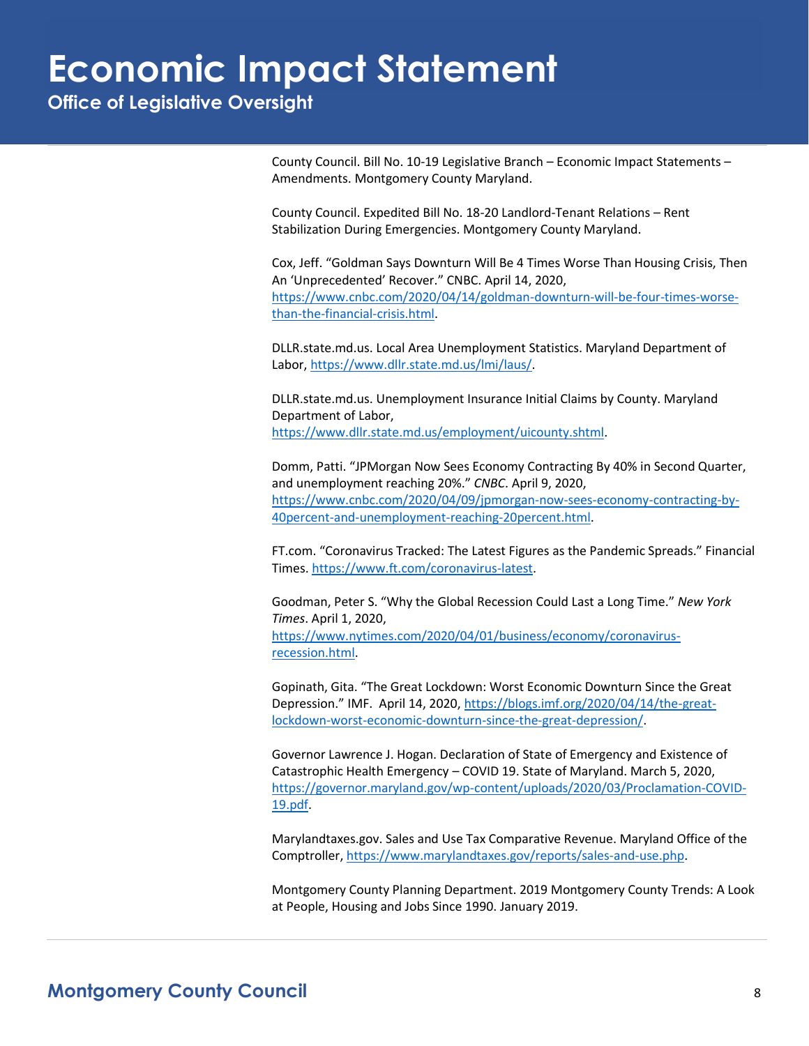County Council. Bill No. 10-19 Legislative Branch – Economic Impact Statements – Amendments. Montgomery County Maryland.

County Council. Expedited Bill No. 18-20 Landlord-Tenant Relations – Rent Stabilization During Emergencies. Montgomery County Maryland.

Cox, Jeff. "Goldman Says Downturn Will Be 4 Times Worse Than Housing Crisis, Then An 'Unprecedented' Recover." CNBC. April 14, 2020, https://www.cnbc.com/2020/04/14/goldman-downturn-will-be-four-times-worse-than-the-financial-crisis.html.

DLLR.state.md.us. Local Area Unemployment Statistics. Maryland Department of Labor, https://www.dllr.state.md.us/lmi/laus/.

DLLR.state.md.us. Unemployment Insurance Initial Claims by County. Maryland Department of Labor, https://www.dllr.state.md.us/employment/uicounty.shtml.

Domm, Patti. "JPMorgan Now Sees Economy Contracting By 40% in Second Quarter, and unemployment reaching 20%." *CNBC*. April 9, 2020, https://www.cnbc.com/2020/04/09/jpmorgan-now-sees-economy-contracting-by-40percent-and-unemployment-reaching-20percent.html.

FT.com. "Coronavirus Tracked: The Latest Figures as the Pandemic Spreads." Financial Times. https://www.ft.com/coronavirus-latest.

Goodman, Peter S. "Why the Global Recession Could Last a Long Time." *New York Times*. April 1, 2020, https://www.nytimes.com/2020/04/01/business/economy/coronavirus-recession.html.

Gopinath, Gita. "The Great Lockdown: Worst Economic Downturn Since the Great Depression." IMF. April 14, 2020, https://blogs.imf.org/2020/04/14/the-great-lockdown-worst-economic-downturn-since-the-great-depression/.

Governor Lawrence J. Hogan. Declaration of State of Emergency and Existence of Catastrophic Health Emergency – COVID 19. State of Maryland. March 5, 2020, https://governor.maryland.gov/wp-content/uploads/2020/03/Proclamation-COVID-19.pdf.

Marylandtaxes.gov. Sales and Use Tax Comparative Revenue. Maryland Office of the Comptroller, https://www.marylandtaxes.gov/reports/sales-and-use.php.

Montgomery County Planning Department. 2019 Montgomery County Trends: A Look at People, Housing and Jobs Since 1990. January 2019.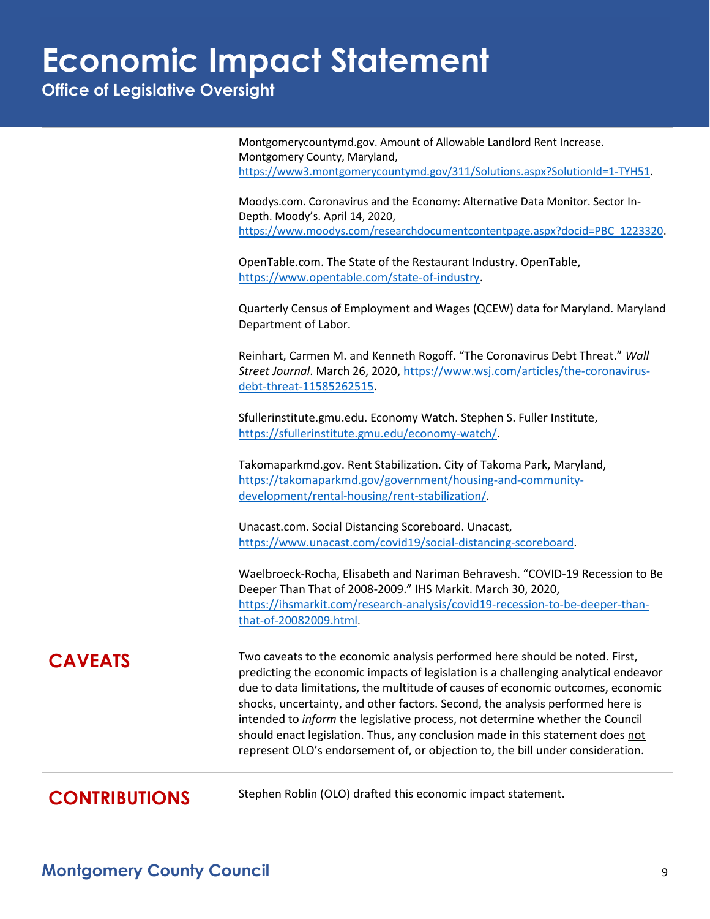Montgomerycountymd.gov. Amount of Allowable Landlord Rent Increase. Montgomery County, Maryland, https://www3.montgomerycountymd.gov/311/Solutions.aspx?SolutionId=1-TYH51.

Moodys.com. Coronavirus and the Economy: Alternative Data Monitor. Sector In-Depth. Moody's. April 14, 2020, https://www.moodys.com/researchdocumentcontentpage.aspx?docid=PBC_1223320.

OpenTable.com. The State of the Restaurant Industry. OpenTable, https://www.opentable.com/state-of-industry.

Quarterly Census of Employment and Wages (QCEW) data for Maryland. Maryland Department of Labor.

Reinhart, Carmen M. and Kenneth Rogoff. "The Coronavirus Debt Threat." *Wall Street Journal*. March 26, 2020, https://www.wsj.com/articles/the-coronavirus-debt-threat-11585262515.

Sfullerinstitute.gmu.edu. Economy Watch. Stephen S. Fuller Institute, https://sfullerinstitute.gmu.edu/economy-watch/.

Takomaparkmd.gov. Rent Stabilization. City of Takoma Park, Maryland, https://takomaparkmd.gov/government/housing-and-community-development/rental-housing/rent-stabilization/.

Unacast.com. Social Distancing Scoreboard. Unacast, https://www.unacast.com/covid19/social-distancing-scoreboard.

Waelbroeck-Rocha, Elisabeth and Nariman Behravesh. "COVID-19 Recession to Be Deeper Than That of 2008-2009." IHS Markit. March 30, 2020, https://ihsmarkit.com/research-analysis/covid19-recession-to-be-deeper-than-that-of-20082009.html.

## CAVEATS

Two caveats to the economic analysis performed here should be noted. First, predicting the economic impacts of legislation is a challenging analytical endeavor due to data limitations, the multitude of causes of economic outcomes, economic shocks, uncertainty, and other factors. Second, the analysis performed here is intended to *inform* the legislative process, not determine whether the Council should enact legislation. Thus, any conclusion made in this statement does not represent OLO's endorsement of, or objection to, the bill under consideration.

## CONTRIBUTIONS

Stephen Roblin (OLO) drafted this economic impact statement.